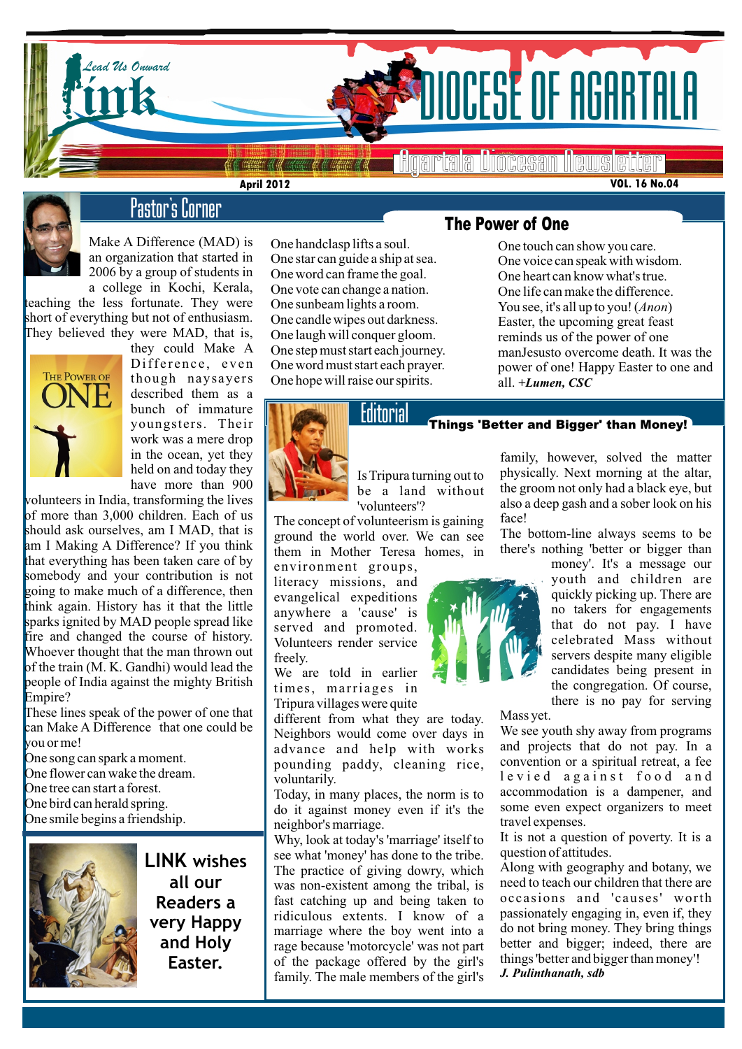# DIOCESE OF AGARTALA

Lead Us Onward

**Link**

Agartala Diocesan Newsletter

**April 2012** **VOL. 16 No.04**

## Pastor's Corner

Make A Difference (MAD) is an organization that started in 2006 by a group of students in a college in Kochi, Kerala, teaching the less fortunate. They were short of everything but not of enthusiasm. They believed they were MAD, that is, they could Make A Difference, even though naysayers described them as a bunch of immature youngsters. Their work was a mere drop in the ocean, yet they held on and today they have more than 900 volunteers in India, transforming the lives of more than 3,000 children. Each of us should ask ourselves, am I MAD, that is am I Making A Difference? If you think that everything has been taken care of by somebody and your contribution is not going to make much of a difference, then think again. History has it that the little sparks ignited by MAD people spread like fire and changed the course of history. Whoever thought that the man thrown out of the train (M. K. Gandhi) would lead the people of India against the mighty British Empire?

These lines speak of the power of one that can Make A Difference that one could be you or me!

### The Power of One

One song can spark a moment.  
One flower can wake the dream.  
One tree can start a forest.  
One bird can herald spring.  
One smile begins a friendship.  
One handclasp lifts a soul.  
One star can guide a ship at sea.  
One word can frame the goal.  
One vote can change a nation.  
One sunbeam lights a room.  
One candle wipes out darkness.  
One laugh will conquer gloom.  
One step must start each journey.  
One word must start each prayer.  
One hope will raise our spirits.  
One touch can show you care.  
One voice can speak with wisdom.  
One heart can know what's true.  
One life can make the difference.  
You see, it's all up to you! (*Anon*)

Easter, the upcoming great feast reminds us of the power of one manJesusto overcome death. It was the power of one! Happy Easter to one and all. ***+Lumen, CSC***

**LINK wishes all our Readers a very Happy and Holy Easter.**

## Editorial

### Things 'Better and Bigger' than Money!

Is Tripura turning out to be a land without 'volunteers'?

The concept of volunteerism is gaining ground the world over. We can see them in Mother Teresa homes, in environment groups, literacy missions, and evangelical expeditions anywhere a 'cause' is served and promoted. Volunteers render service freely.

We are told in earlier times, marriages in Tripura villages were quite different from what they are today. Neighbors would come over days in advance and help with works pounding paddy, cleaning rice, voluntarily.

Today, in many places, the norm is to do it against money even if it's the neighbor's marriage.

Why, look at today's 'marriage' itself to see what 'money' has done to the tribe. The practice of giving dowry, which was non-existent among the tribal, is fast catching up and being taken to ridiculous extents. I know of a marriage where the boy went into a rage because 'motorcycle' was not part of the package offered by the girl's family. The male members of the girl's family, however, solved the matter physically. Next morning at the altar, the groom not only had a black eye, but also a deep gash and a sober look on his face!

The bottom-line always seems to be there's nothing 'better or bigger than money'. It's a message our youth and children are quickly picking up. There are no takers for engagements that do not pay. I have celebrated Mass without servers despite many eligible candidates being present in the congregation. Of course, there is no pay for serving Mass yet.

We see youth shy away from programs and projects that do not pay. In a convention or a spiritual retreat, a fee levied against food and accommodation is a dampener, and some even expect organizers to meet travel expenses.

It is not a question of poverty. It is a question of attitudes.

Along with geography and botany, we need to teach our children that there are occasions and 'causes' worth passionately engaging in, even if, they do not bring money. They bring things better and bigger; indeed, there are things 'better and bigger than money'!

***J. Pulinthanath, sdb***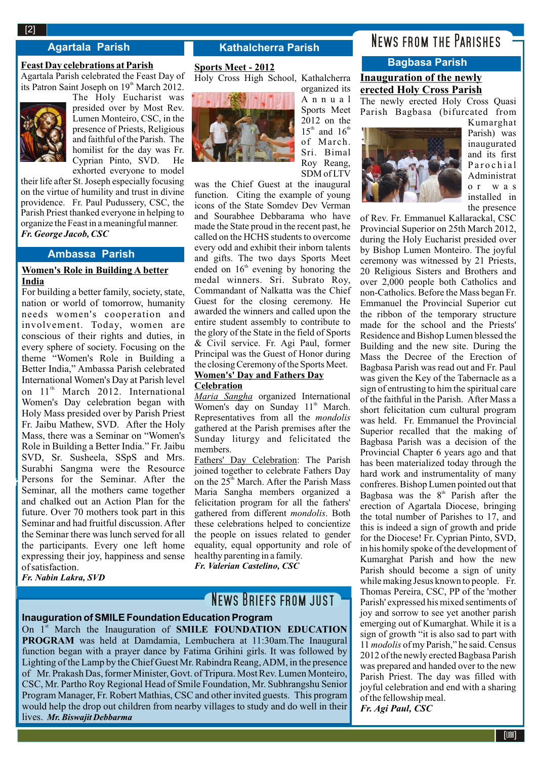# NEWS FROM THE PARISHES

## Agartala Parish

### Feast Day celebrations at Parish

Agartala Parish celebrated the Feast Day of its Patron Saint Joseph on 19th March 2012. The Holy Eucharist was presided over by Most Rev. Lumen Monteiro, CSC, in the presence of Priests, Religious and faithful of the Parish. The homilist for the day was Fr. Cyprian Pinto, SVD. He exhorted everyone to model their life after St. Joseph especially focusing on the virtue of humility and trust in divine providence. Fr. Paul Pudussery, CSC, the Parish Priest thanked everyone in helping to organize the Feast in a meaningful manner.

***Fr. George Jacob, CSC***

## Ambassa Parish

### Women's Role in Building A better India

For building a better family, society, state, nation or world of tomorrow, humanity needs women's cooperation and involvement. Today, women are conscious of their rights and duties, in every sphere of society. Focusing on the theme "Women's Role in Building a Better India," Ambassa Parish celebrated International Women's Day at Parish level on 11th March 2012. International Women's Day celebration began with Holy Mass presided over by Parish Priest Fr. Jaibu Mathew, SVD. After the Holy Mass, there was a Seminar on "Women's Role in Building a Better India." Fr. Jaibu SVD, Sr. Susheela, SSpS and Mrs. Surabhi Sangma were the Resource Persons for the Seminar. After the Seminar, all the mothers came together and chalked out an Action Plan for the future. Over 70 mothers took part in this Seminar and had fruitful discussion. After the Seminar there was lunch served for all the participants. Every one left home expressing their joy, happiness and sense of satisfaction.

***Fr. Nabin Lakra, SVD***

## Kathalcherra Parish

### Sports Meet - 2012

Holy Cross High School, Kathalcherra organized its Annual Sports Meet 2012 on the 15th and 16th of March. Sri. Bimal Roy Reang, SDM of LTV was the Chief Guest at the inaugural function. Citing the example of young icons of the State Somdev Dev Verman and Sourabhee Debbarama who have made the State proud in the recent past, he called on the HCHS students to overcome every odd and exhibit their inborn talents and gifts. The two days Sports Meet ended on 16th evening by honoring the medal winners. Sri. Subrato Roy, Commandant of Nalkatta was the Chief Guest for the closing ceremony. He awarded the winners and called upon the entire student assembly to contribute to the glory of the State in the field of Sports & Civil service. Fr. Agi Paul, former Principal was the Guest of Honor during the closing Ceremony of the Sports Meet.

### Women's' Day and Fathers Day Celebration

*Maria Sangha* organized International Women's day on Sunday 11th March. Representatives from all the *mondolis* gathered at the Parish premises after the Sunday liturgy and felicitated the members.

Fathers' Day Celebration: The Parish joined together to celebrate Fathers Day on the 25th March. After the Parish Mass Maria Sangha members organized a felicitation program for all the fathers' gathered from different *mondolis*. Both these celebrations helped to concientize the people on issues related to gender equality, equal opportunity and role of healthy parenting in a family.

***Fr. Valerian Castelino, CSC***

## Bagbasa Parish

### Inauguration of the newly erected Holy Cross Parish

The newly erected Holy Cross Quasi Parish Bagbasa (bifurcated from Kumarghat Parish) was inaugurated and its first Parochial Administrator was installed in the presence of Rev. Fr. Emmanuel Kallarackal, CSC Provincial Superior on 25th March 2012, during the Holy Eucharist presided over by Bishop Lumen Monteiro. The joyful ceremony was witnessed by 21 Priests, 20 Religious Sisters and Brothers and over 2,000 people both Catholics and non-Catholics. Before the Mass began Fr. Emmanuel the Provincial Superior cut the ribbon of the temporary structure made for the school and the Priests' Residence and Bishop Lumen blessed the Building and the new site. During the Mass the Decree of the Erection of Bagbasa Parish was read out and Fr. Paul was given the Key of the Tabernacle as a sign of entrusting to him the spiritual care of the faithful in the Parish. After Mass a short felicitation cum cultural program was held. Fr. Emmanuel the Provincial Superior recalled that the making of Bagbasa Parish was a decision of the Provincial Chapter 6 years ago and that has been materialized today through the hard work and instrumentality of many confreres. Bishop Lumen pointed out that Bagbasa was the 8th Parish after the erection of Agartala Diocese, bringing the total number of Parishes to 17, and this is indeed a sign of growth and pride for the Diocese! Fr. Cyprian Pinto, SVD, in his homily spoke of the development of Kumarghat Parish and how the new Parish should become a sign of unity while making Jesus known to people. Fr. Thomas Pereira, CSC, PP of the 'mother Parish' expressed his mixed sentiments of joy and sorrow to see yet another parish emerging out of Kumarghat. While it is a sign of growth "it is also sad to part with 11 *modolis* of my Parish," he said. Census 2012 of the newly erected Bagbasa Parish was prepared and handed over to the new Parish Priest. The day was filled with joyful celebration and end with a sharing of the fellowship meal.

***Fr. Agi Paul, CSC***

# NEWS BRIEFS FROM JUST

### Inauguration of SMILE Foundation Education Program

On 1st March the Inauguration of **SMILE FOUNDATION EDUCATION PROGRAM** was held at Damdamia, Lembuchera at 11:30am.The Inaugural function began with a prayer dance by Fatima Grihini girls. It was followed by Lighting of the Lamp by the Chief Guest Mr. Rabindra Reang, ADM, in the presence of Mr. Prakash Das, former Minister, Govt. of Tripura. Most Rev. Lumen Monteiro, CSC, Mr. Partho Roy Regional Head of Smile Foundation, Mr. Subhrangshu Senior Program Manager, Fr. Robert Mathias, CSC and other invited guests. This program would help the drop out children from nearby villages to study and do well in their lives. ***Mr. Biswajit Debbarma***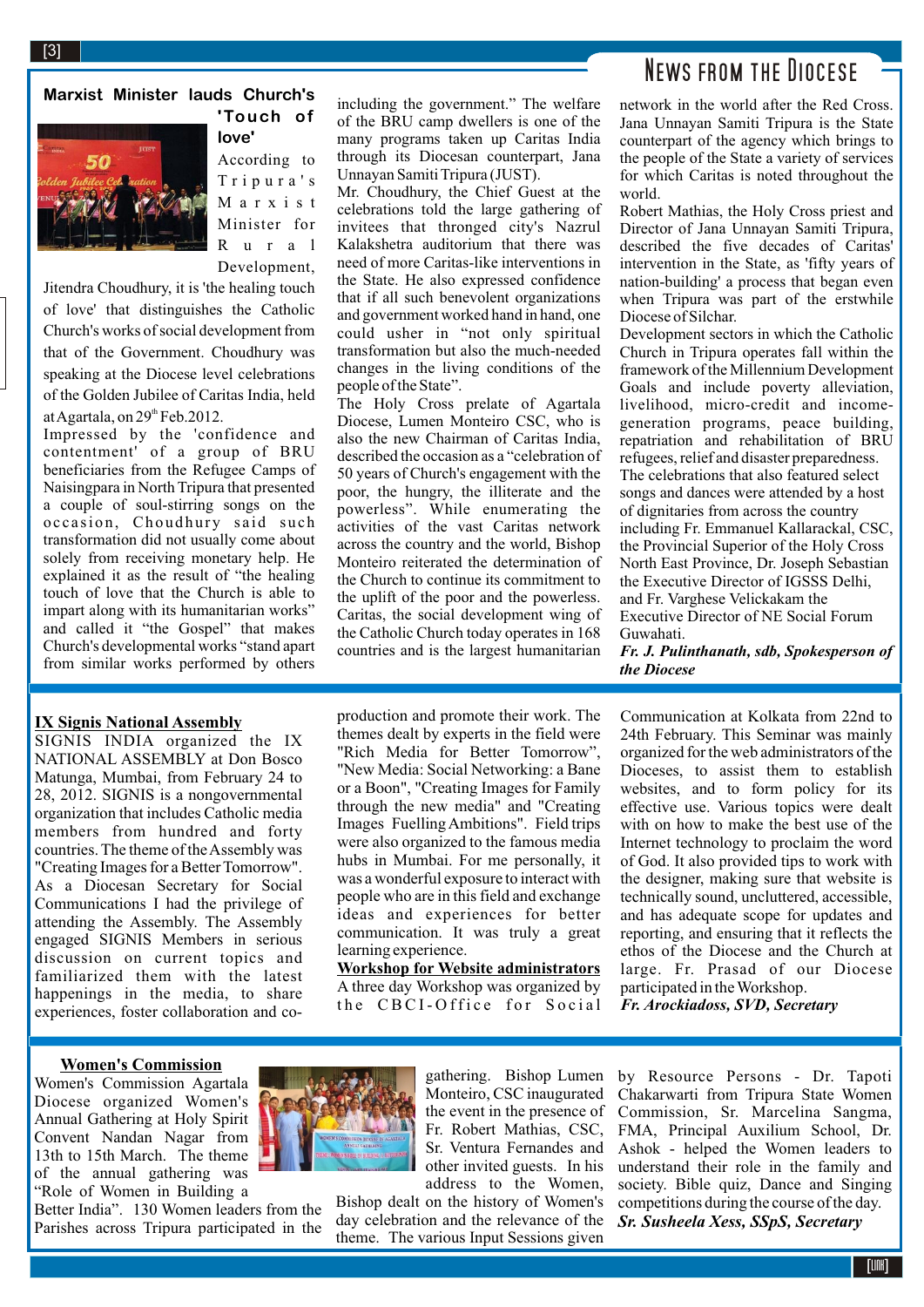# News from the Diocese

## Marxist Minister lauds Church's 'Touch of love'

According to Tripura's Marxist Minister for Rural Development, Jitendra Choudhury, it is 'the healing touch of love' that distinguishes the Catholic Church's works of social development from that of the Government. Choudhury was speaking at the Diocese level celebrations of the Golden Jubilee of Caritas India, held at Agartala, on 29th Feb.2012.

Impressed by the 'confidence and contentment' of a group of BRU beneficiaries from the Refugee Camps of Naisingpara in North Tripura that presented a couple of soul-stirring songs on the occasion, Choudhury said such transformation did not usually come about solely from receiving monetary help. He explained it as the result of "the healing touch of love that the Church is able to impart along with its humanitarian works" and called it "the Gospel" that makes Church's developmental works "stand apart from similar works performed by others including the government." The welfare of the BRU camp dwellers is one of the many programs taken up Caritas India through its Diocesan counterpart, Jana Unnayan Samiti Tripura (JUST).

Mr. Choudhury, the Chief Guest at the celebrations told the large gathering of invitees that thronged city's Nazrul Kalakshetra auditorium that there was need of more Caritas-like interventions in the State. He also expressed confidence that if all such benevolent organizations and government worked hand in hand, one could usher in "not only spiritual transformation but also the much-needed changes in the living conditions of the people of the State".

The Holy Cross prelate of Agartala Diocese, Lumen Monteiro CSC, who is also the new Chairman of Caritas India, described the occasion as a "celebration of 50 years of Church's engagement with the poor, the hungry, the illiterate and the powerless". While enumerating the activities of the vast Caritas network across the country and the world, Bishop Monteiro reiterated the determination of the Church to continue its commitment to the uplift of the poor and the powerless. Caritas, the social development wing of the Catholic Church today operates in 168 countries and is the largest humanitarian network in the world after the Red Cross. Jana Unnayan Samiti Tripura is the State counterpart of the agency which brings to the people of the State a variety of services for which Caritas is noted throughout the world.

Robert Mathias, the Holy Cross priest and Director of Jana Unnayan Samiti Tripura, described the five decades of Caritas' intervention in the State, as 'fifty years of nation-building' a process that began even when Tripura was part of the erstwhile Diocese of Silchar.

Development sectors in which the Catholic Church in Tripura operates fall within the framework of the Millennium Development Goals and include poverty alleviation, livelihood, micro-credit and income-generation programs, peace building, repatriation and rehabilitation of BRU refugees, relief and disaster preparedness.

The celebrations that also featured select songs and dances were attended by a host of dignitaries from across the country including Fr. Emmanuel Kallarackal, CSC, the Provincial Superior of the Holy Cross North East Province, Dr. Joseph Sebastian the Executive Director of IGSSS Delhi, and Fr. Varghese Velickakam the Executive Director of NE Social Forum Guwahati.

***Fr. J. Pulinthanath, sdb, Spokesperson of the Diocese***

## IX Signis National Assembly

SIGNIS INDIA organized the IX NATIONAL ASSEMBLY at Don Bosco Matunga, Mumbai, from February 24 to 28, 2012. SIGNIS is a nongovernmental organization that includes Catholic media members from hundred and forty countries. The theme of the Assembly was "Creating Images for a Better Tomorrow". As a Diocesan Secretary for Social Communications I had the privilege of attending the Assembly. The Assembly engaged SIGNIS Members in serious discussion on current topics and familiarized them with the latest happenings in the media, to share experiences, foster collaboration and co-production and promote their work. The themes dealt by experts in the field were "Rich Media for Better Tomorrow", "New Media: Social Networking: a Bane or a Boon", "Creating Images for Family through the new media" and "Creating Images Fuelling Ambitions". Field trips were also organized to the famous media hubs in Mumbai. For me personally, it was a wonderful exposure to interact with people who are in this field and exchange ideas and experiences for better communication. It was truly a great learning experience.

## Workshop for Website administrators

A three day Workshop was organized by the CBCI-Office for Social Communication at Kolkata from 22nd to 24th February. This Seminar was mainly organized for the web administrators of the Dioceses, to assist them to establish websites, and to form policy for its effective use. Various topics were dealt with on how to make the best use of the Internet technology to proclaim the word of God. It also provided tips to work with the designer, making sure that website is technically sound, uncluttered, accessible, and has adequate scope for updates and reporting, and ensuring that it reflects the ethos of the Diocese and the Church at large. Fr. Prasad of our Diocese participated in the Workshop.

***Fr. Arockiadoss, SVD, Secretary***

## Women's Commission

Women's Commission Agartala Diocese organized Women's Annual Gathering at Holy Spirit Convent Nandan Nagar from 13th to 15th March. The theme of the annual gathering was "Role of Women in Building a Better India". 130 Women leaders from the Parishes across Tripura participated in the gathering. Bishop Lumen Monteiro, CSC inaugurated the event in the presence of Fr. Robert Mathias, CSC, Sr. Ventura Fernandes and other invited guests. In his address to the Women, Bishop dealt on the history of Women's day celebration and the relevance of the theme. The various Input Sessions given by Resource Persons - Dr. Tapoti Chakarwarti from Tripura State Women Commission, Sr. Marcelina Sangma, FMA, Principal Auxilium School, Dr. Ashok - helped the Women leaders to understand their role in the family and society. Bible quiz, Dance and Singing competitions during the course of the day.

***Sr. Susheela Xess, SSpS, Secretary***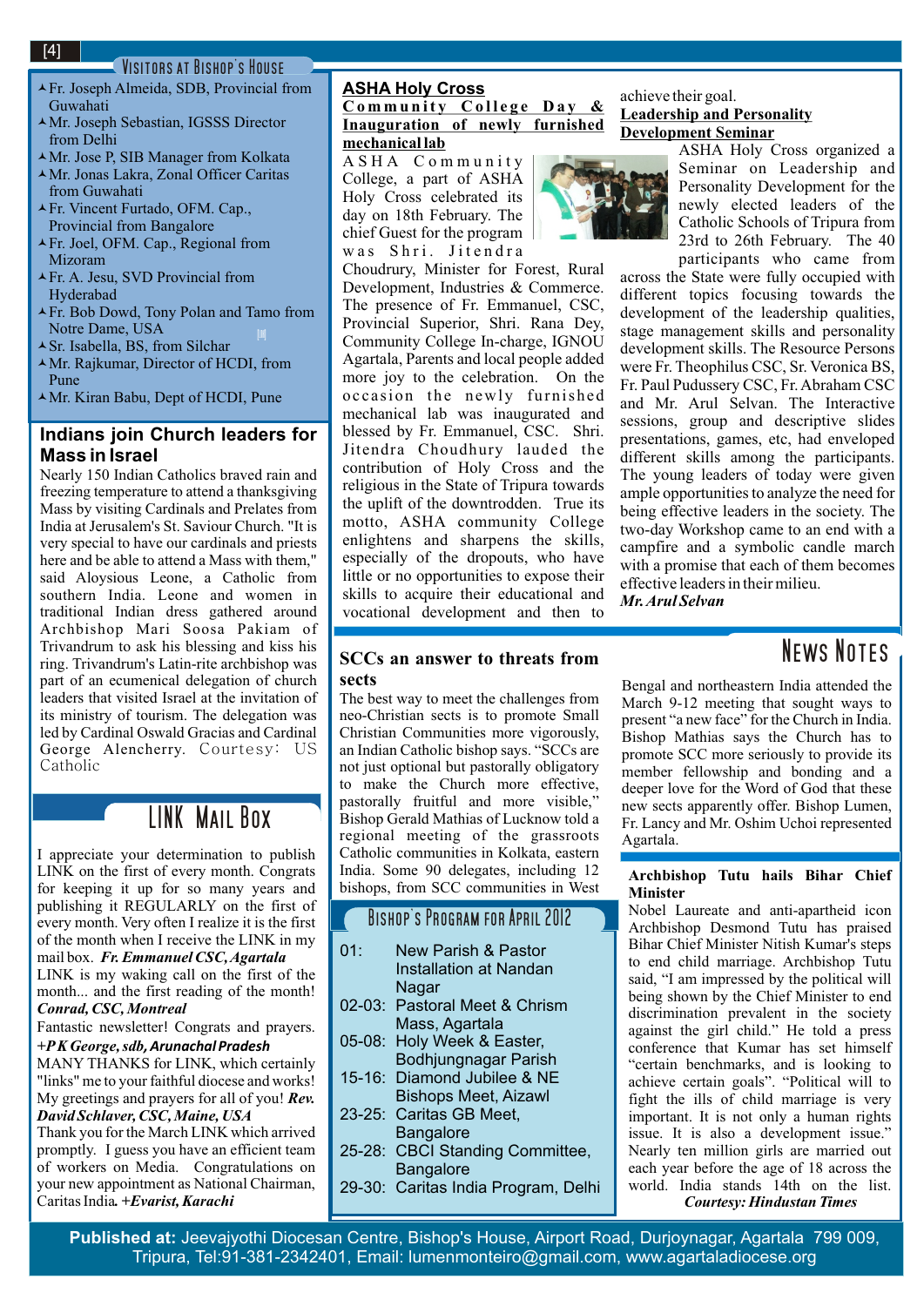## Visitors at Bishop's House

- Fr. Joseph Almeida, SDB, Provincial from Guwahati
- Mr. Joseph Sebastian, IGSSS Director from Delhi
- Mr. Jose P, SIB Manager from Kolkata
- Mr. Jonas Lakra, Zonal Officer Caritas from Guwahati
- Fr. Vincent Furtado, OFM. Cap., Provincial from Bangalore
- Fr. Joel, OFM. Cap., Regional from Mizoram
- Fr. A. Jesu, SVD Provincial from Hyderabad
- Fr. Bob Dowd, Tony Polan and Tamo from Notre Dame, USA
- Sr. Isabella, BS, from Silchar
- Mr. Rajkumar, Director of HCDI, from Pune
- Mr. Kiran Babu, Dept of HCDI, Pune

## Indians join Church leaders for Mass in Israel

Nearly 150 Indian Catholics braved rain and freezing temperature to attend a thanksgiving Mass by visiting Cardinals and Prelates from India at Jerusalem's St. Saviour Church. "It is very special to have our cardinals and priests here and be able to attend a Mass with them," said Aloysious Leone, a Catholic from southern India. Leone and women in traditional Indian dress gathered around Archbishop Mari Soosa Pakiam of Trivandrum to ask his blessing and kiss his ring. Trivandrum's Latin-rite archbishop was part of an ecumenical delegation of church leaders that visited Israel at the invitation of its ministry of tourism. The delegation was led by Cardinal Oswald Gracias and Cardinal George Alencherry. Courtesy: US Catholic

## LINK Mail Box

I appreciate your determination to publish LINK on the first of every month. Congrats for keeping it up for so many years and publishing it REGULARLY on the first of every month. Very often I realize it is the first of the month when I receive the LINK in my mail box. ***Fr. Emmanuel CSC, Agartala***

LINK is my waking call on the first of the month... and the first reading of the month! ***Conrad, CSC, Montreal***

Fantastic newsletter! Congrats and prayers. ***+P K George, sdb, Arunachal Pradesh***

MANY THANKS for LINK, which certainly "links" me to your faithful diocese and works! My greetings and prayers for all of you! ***Rev. David Schlaver, CSC, Maine, USA***

Thank you for the March LINK which arrived promptly. I guess you have an efficient team of workers on Media. Congratulations on your new appointment as National Chairman, Caritas India. ***+Evarist, Karachi***

## ASHA Holy Cross

### Community College Day & Inauguration of newly furnished mechanical lab

ASHA Community College, a part of ASHA Holy Cross celebrated its day on 18th February. The chief Guest for the program was Shri. Jitendra Choudhury, Minister for Forest, Rural Development, Industries & Commerce. The presence of Fr. Emmanuel, CSC, Provincial Superior, Shri. Rana Dey, Community College In-charge, IGNOU Agartala, Parents and local people added more joy to the celebration. On the occasion the newly furnished mechanical lab was inaugurated and blessed by Fr. Emmanuel, CSC. Shri. Jitendra Choudhury lauded the contribution of Holy Cross and the religious in the State of Tripura towards the uplift of the downtrodden. True its motto, ASHA community College enlightens and sharpens the skills, especially of the dropouts, who have little or no opportunities to expose their skills to acquire their educational and vocational development and then to achieve their goal.

### Leadership and Personality Development Seminar

ASHA Holy Cross organized a Seminar on Leadership and Personality Development for the newly elected leaders of the Catholic Schools of Tripura from 23rd to 26th February. The 40 participants who came from across the State were fully occupied with different topics focusing towards the development of the leadership qualities, stage management skills and personality development skills. The Resource Persons were Fr. Theophilus CSC, Sr. Veronica BS, Fr. Paul Pudussery CSC, Fr. Abraham CSC and Mr. Arul Selvan. The Interactive sessions, group and descriptive slides presentations, games, etc, had enveloped different skills among the participants. The young leaders of today were given ample opportunities to analyze the need for being effective leaders in the society. The two-day Workshop came to an end with a campfire and a symbolic candle march with a promise that each of them becomes effective leaders in their milieu.

***Mr. Arul Selvan***

## SCCs an answer to threats from sects

The best way to meet the challenges from neo-Christian sects is to promote Small Christian Communities more vigorously, an Indian Catholic bishop says. "SCCs are not just optional but pastorally obligatory to make the Church more effective, pastorally fruitful and more visible," Bishop Gerald Mathias of Lucknow told a regional meeting of the grassroots Catholic communities in Kolkata, eastern India. Some 90 delegates, including 12 bishops, from SCC communities in West Bengal and northeastern India attended the March 9-12 meeting that sought ways to present "a new face" for the Church in India. Bishop Mathias says the Church has to promote SCC more seriously to provide its member fellowship and bonding and a deeper love for the Word of God that these new sects apparently offer. Bishop Lumen, Fr. Lancy and Mr. Oshim Uchoi represented Agartala.

## Bishop's Program for April 2012

| | |
|---|---|
| 01: | New Parish & Pastor Installation at Nandan Nagar |
| 02-03: | Pastoral Meet & Chrism Mass, Agartala |
| 05-08: | Holy Week & Easter, Bodhjungnagar Parish |
| 15-16: | Diamond Jubilee & NE Bishops Meet, Aizawl |
| 23-25: | Caritas GB Meet, Bangalore |
| 25-28: | CBCI Standing Committee, Bangalore |
| 29-30: | Caritas India Program, Delhi |

## News Notes

### Archbishop Tutu hails Bihar Chief Minister

Nobel Laureate and anti-apartheid icon Archbishop Desmond Tutu has praised Bihar Chief Minister Nitish Kumar's steps to end child marriage. Archbishop Tutu said, "I am impressed by the political will being shown by the Chief Minister to end discrimination prevalent in the society against the girl child." He told a press conference that Kumar has set himself "certain benchmarks, and is looking to achieve certain goals". "Political will to fight the ills of child marriage is very important. It is not only a human rights issue. It is also a development issue." Nearly ten million girls are married out each year before the age of 18 across the world. India stands 14th on the list.

***Courtesy: Hindustan Times***

**Published at:** Jeevajyothi Diocesan Centre, Bishop's House, Airport Road, Durjoynagar, Agartala 799 009, Tripura, Tel:91-381-2342401, Email: lumenmonteiro@gmail.com, www.agartaladiocese.org